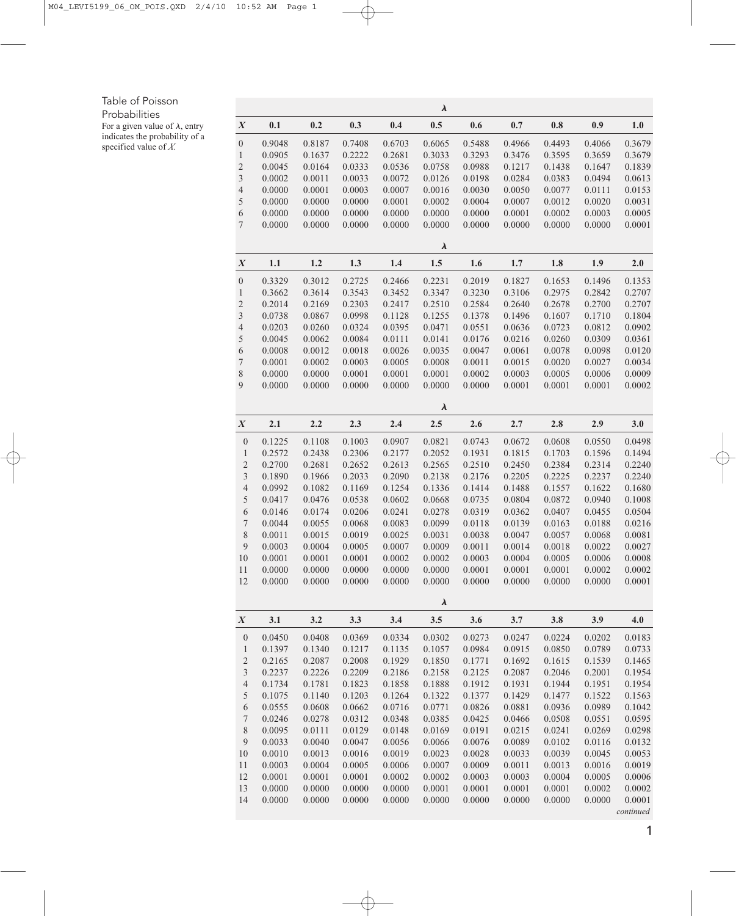Table of Poisson Probabilities

For a given value of λ, entry indicates the probability of a specified value of *X*.

| | λ | | | | | | | | | |
|---|---|---|---|---|---|---|---|---|---|---|
| ***X*** | **0.1** | **0.2** | **0.3** | **0.4** | **0.5** | **0.6** | **0.7** | **0.8** | **0.9** | **1.0** |
| 0 | 0.9048 | 0.8187 | 0.7408 | 0.6703 | 0.6065 | 0.5488 | 0.4966 | 0.4493 | 0.4066 | 0.3679 |
| 1 | 0.0905 | 0.1637 | 0.2222 | 0.2681 | 0.3033 | 0.3293 | 0.3476 | 0.3595 | 0.3659 | 0.3679 |
| 2 | 0.0045 | 0.0164 | 0.0333 | 0.0536 | 0.0758 | 0.0988 | 0.1217 | 0.1438 | 0.1647 | 0.1839 |
| 3 | 0.0002 | 0.0011 | 0.0033 | 0.0072 | 0.0126 | 0.0198 | 0.0284 | 0.0383 | 0.0494 | 0.0613 |
| 4 | 0.0000 | 0.0001 | 0.0003 | 0.0007 | 0.0016 | 0.0030 | 0.0050 | 0.0077 | 0.0111 | 0.0153 |
| 5 | 0.0000 | 0.0000 | 0.0000 | 0.0001 | 0.0002 | 0.0004 | 0.0007 | 0.0012 | 0.0020 | 0.0031 |
| 6 | 0.0000 | 0.0000 | 0.0000 | 0.0000 | 0.0000 | 0.0000 | 0.0001 | 0.0002 | 0.0003 | 0.0005 |
| 7 | 0.0000 | 0.0000 | 0.0000 | 0.0000 | 0.0000 | 0.0000 | 0.0000 | 0.0000 | 0.0000 | 0.0001 |

| | λ | | | | | | | | | |
|---|---|---|---|---|---|---|---|---|---|---|
| ***X*** | **1.1** | **1.2** | **1.3** | **1.4** | **1.5** | **1.6** | **1.7** | **1.8** | **1.9** | **2.0** |
| 0 | 0.3329 | 0.3012 | 0.2725 | 0.2466 | 0.2231 | 0.2019 | 0.1827 | 0.1653 | 0.1496 | 0.1353 |
| 1 | 0.3662 | 0.3614 | 0.3543 | 0.3452 | 0.3347 | 0.3230 | 0.3106 | 0.2975 | 0.2842 | 0.2707 |
| 2 | 0.2014 | 0.2169 | 0.2303 | 0.2417 | 0.2510 | 0.2584 | 0.2640 | 0.2678 | 0.2700 | 0.2707 |
| 3 | 0.0738 | 0.0867 | 0.0998 | 0.1128 | 0.1255 | 0.1378 | 0.1496 | 0.1607 | 0.1710 | 0.1804 |
| 4 | 0.0203 | 0.0260 | 0.0324 | 0.0395 | 0.0471 | 0.0551 | 0.0636 | 0.0723 | 0.0812 | 0.0902 |
| 5 | 0.0045 | 0.0062 | 0.0084 | 0.0111 | 0.0141 | 0.0176 | 0.0216 | 0.0260 | 0.0309 | 0.0361 |
| 6 | 0.0008 | 0.0012 | 0.0018 | 0.0026 | 0.0035 | 0.0047 | 0.0061 | 0.0078 | 0.0098 | 0.0120 |
| 7 | 0.0001 | 0.0002 | 0.0003 | 0.0005 | 0.0008 | 0.0011 | 0.0015 | 0.0020 | 0.0027 | 0.0034 |
| 8 | 0.0000 | 0.0000 | 0.0001 | 0.0001 | 0.0001 | 0.0002 | 0.0003 | 0.0005 | 0.0006 | 0.0009 |
| 9 | 0.0000 | 0.0000 | 0.0000 | 0.0000 | 0.0000 | 0.0000 | 0.0001 | 0.0001 | 0.0001 | 0.0002 |

| | λ | | | | | | | | | |
|---|---|---|---|---|---|---|---|---|---|---|
| ***X*** | **2.1** | **2.2** | **2.3** | **2.4** | **2.5** | **2.6** | **2.7** | **2.8** | **2.9** | **3.0** |
| 0 | 0.1225 | 0.1108 | 0.1003 | 0.0907 | 0.0821 | 0.0743 | 0.0672 | 0.0608 | 0.0550 | 0.0498 |
| 1 | 0.2572 | 0.2438 | 0.2306 | 0.2177 | 0.2052 | 0.1931 | 0.1815 | 0.1703 | 0.1596 | 0.1494 |
| 2 | 0.2700 | 0.2681 | 0.2652 | 0.2613 | 0.2565 | 0.2510 | 0.2450 | 0.2384 | 0.2314 | 0.2240 |
| 3 | 0.1890 | 0.1966 | 0.2033 | 0.2090 | 0.2138 | 0.2176 | 0.2205 | 0.2225 | 0.2237 | 0.2240 |
| 4 | 0.0992 | 0.1082 | 0.1169 | 0.1254 | 0.1336 | 0.1414 | 0.1488 | 0.1557 | 0.1622 | 0.1680 |
| 5 | 0.0417 | 0.0476 | 0.0538 | 0.0602 | 0.0668 | 0.0735 | 0.0804 | 0.0872 | 0.0940 | 0.1008 |
| 6 | 0.0146 | 0.0174 | 0.0206 | 0.0241 | 0.0278 | 0.0319 | 0.0362 | 0.0407 | 0.0455 | 0.0504 |
| 7 | 0.0044 | 0.0055 | 0.0068 | 0.0083 | 0.0099 | 0.0118 | 0.0139 | 0.0163 | 0.0188 | 0.0216 |
| 8 | 0.0011 | 0.0015 | 0.0019 | 0.0025 | 0.0031 | 0.0038 | 0.0047 | 0.0057 | 0.0068 | 0.0081 |
| 9 | 0.0003 | 0.0004 | 0.0005 | 0.0007 | 0.0009 | 0.0011 | 0.0014 | 0.0018 | 0.0022 | 0.0027 |
| 10 | 0.0001 | 0.0001 | 0.0001 | 0.0002 | 0.0002 | 0.0003 | 0.0004 | 0.0005 | 0.0006 | 0.0008 |
| 11 | 0.0000 | 0.0000 | 0.0000 | 0.0000 | 0.0000 | 0.0001 | 0.0001 | 0.0001 | 0.0002 | 0.0002 |
| 12 | 0.0000 | 0.0000 | 0.0000 | 0.0000 | 0.0000 | 0.0000 | 0.0000 | 0.0000 | 0.0000 | 0.0001 |

| | λ | | | | | | | | | |
|---|---|---|---|---|---|---|---|---|---|---|
| ***X*** | **3.1** | **3.2** | **3.3** | **3.4** | **3.5** | **3.6** | **3.7** | **3.8** | **3.9** | **4.0** |
| 0 | 0.0450 | 0.0408 | 0.0369 | 0.0334 | 0.0302 | 0.0273 | 0.0247 | 0.0224 | 0.0202 | 0.0183 |
| 1 | 0.1397 | 0.1340 | 0.1217 | 0.1135 | 0.1057 | 0.0984 | 0.0915 | 0.0850 | 0.0789 | 0.0733 |
| 2 | 0.2165 | 0.2087 | 0.2008 | 0.1929 | 0.1850 | 0.1771 | 0.1692 | 0.1615 | 0.1539 | 0.1465 |
| 3 | 0.2237 | 0.2226 | 0.2209 | 0.2186 | 0.2158 | 0.2125 | 0.2087 | 0.2046 | 0.2001 | 0.1954 |
| 4 | 0.1734 | 0.1781 | 0.1823 | 0.1858 | 0.1888 | 0.1912 | 0.1931 | 0.1944 | 0.1951 | 0.1954 |
| 5 | 0.1075 | 0.1140 | 0.1203 | 0.1264 | 0.1322 | 0.1377 | 0.1429 | 0.1477 | 0.1522 | 0.1563 |
| 6 | 0.0555 | 0.0608 | 0.0662 | 0.0716 | 0.0771 | 0.0826 | 0.0881 | 0.0936 | 0.0989 | 0.1042 |
| 7 | 0.0246 | 0.0278 | 0.0312 | 0.0348 | 0.0385 | 0.0425 | 0.0466 | 0.0508 | 0.0551 | 0.0595 |
| 8 | 0.0095 | 0.0111 | 0.0129 | 0.0148 | 0.0169 | 0.0191 | 0.0215 | 0.0241 | 0.0269 | 0.0298 |
| 9 | 0.0033 | 0.0040 | 0.0047 | 0.0056 | 0.0066 | 0.0076 | 0.0089 | 0.0102 | 0.0116 | 0.0132 |
| 10 | 0.0010 | 0.0013 | 0.0016 | 0.0019 | 0.0023 | 0.0028 | 0.0033 | 0.0039 | 0.0045 | 0.0053 |
| 11 | 0.0003 | 0.0004 | 0.0005 | 0.0006 | 0.0007 | 0.0009 | 0.0011 | 0.0013 | 0.0016 | 0.0019 |
| 12 | 0.0001 | 0.0001 | 0.0001 | 0.0002 | 0.0002 | 0.0003 | 0.0003 | 0.0004 | 0.0005 | 0.0006 |
| 13 | 0.0000 | 0.0000 | 0.0000 | 0.0000 | 0.0001 | 0.0001 | 0.0001 | 0.0001 | 0.0002 | 0.0002 |
| 14 | 0.0000 | 0.0000 | 0.0000 | 0.0000 | 0.0000 | 0.0000 | 0.0000 | 0.0000 | 0.0000 | 0.0001 |

*continued*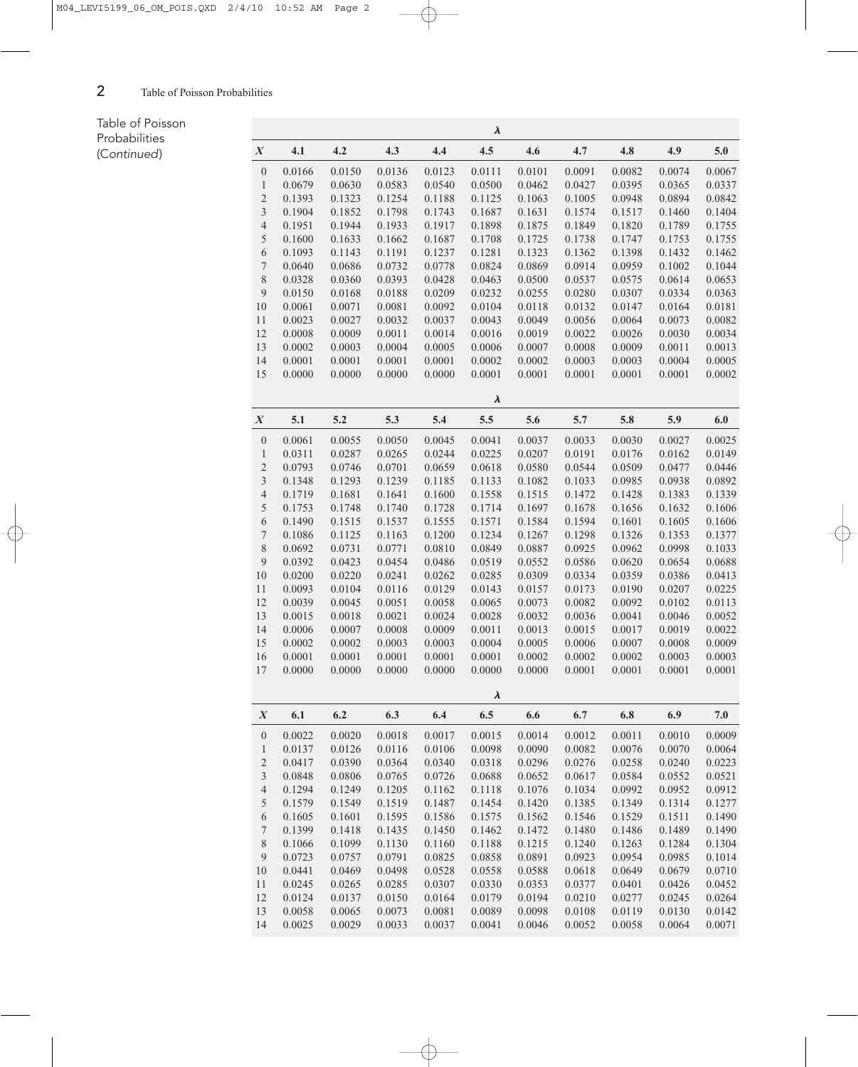Table of Poisson Probabilities (*Continued*)

| | λ | | | | | | | | | |
|---|---|---|---|---|---|---|---|---|---|---|
| $X$ | 4.1 | 4.2 | 4.3 | 4.4 | 4.5 | 4.6 | 4.7 | 4.8 | 4.9 | 5.0 |
| 0 | 0.0166 | 0.0150 | 0.0136 | 0.0123 | 0.0111 | 0.0101 | 0.0091 | 0.0082 | 0.0074 | 0.0067 |
| 1 | 0.0679 | 0.0630 | 0.0583 | 0.0540 | 0.0500 | 0.0462 | 0.0427 | 0.0395 | 0.0365 | 0.0337 |
| 2 | 0.1393 | 0.1323 | 0.1254 | 0.1188 | 0.1125 | 0.1063 | 0.1005 | 0.0948 | 0.0894 | 0.0842 |
| 3 | 0.1904 | 0.1852 | 0.1798 | 0.1743 | 0.1687 | 0.1631 | 0.1574 | 0.1517 | 0.1460 | 0.1404 |
| 4 | 0.1951 | 0.1944 | 0.1933 | 0.1917 | 0.1898 | 0.1875 | 0.1849 | 0.1820 | 0.1789 | 0.1755 |
| 5 | 0.1600 | 0.1633 | 0.1662 | 0.1687 | 0.1708 | 0.1725 | 0.1738 | 0.1747 | 0.1753 | 0.1755 |
| 6 | 0.1093 | 0.1143 | 0.1191 | 0.1237 | 0.1281 | 0.1323 | 0.1362 | 0.1398 | 0.1432 | 0.1462 |
| 7 | 0.0640 | 0.0686 | 0.0732 | 0.0778 | 0.0824 | 0.0869 | 0.0914 | 0.0959 | 0.1002 | 0.1044 |
| 8 | 0.0328 | 0.0360 | 0.0393 | 0.0428 | 0.0463 | 0.0500 | 0.0537 | 0.0575 | 0.0614 | 0.0653 |
| 9 | 0.0150 | 0.0168 | 0.0188 | 0.0209 | 0.0232 | 0.0255 | 0.0280 | 0.0307 | 0.0334 | 0.0363 |
| 10 | 0.0061 | 0.0071 | 0.0081 | 0.0092 | 0.0104 | 0.0118 | 0.0132 | 0.0147 | 0.0164 | 0.0181 |
| 11 | 0.0023 | 0.0027 | 0.0032 | 0.0037 | 0.0043 | 0.0049 | 0.0056 | 0.0064 | 0.0073 | 0.0082 |
| 12 | 0.0008 | 0.0009 | 0.0011 | 0.0014 | 0.0016 | 0.0019 | 0.0022 | 0.0026 | 0.0030 | 0.0034 |
| 13 | 0.0002 | 0.0003 | 0.0004 | 0.0005 | 0.0006 | 0.0007 | 0.0008 | 0.0009 | 0.0011 | 0.0013 |
| 14 | 0.0001 | 0.0001 | 0.0001 | 0.0001 | 0.0002 | 0.0002 | 0.0003 | 0.0003 | 0.0004 | 0.0005 |
| 15 | 0.0000 | 0.0000 | 0.0000 | 0.0000 | 0.0001 | 0.0001 | 0.0001 | 0.0001 | 0.0001 | 0.0002 |

| | λ | | | | | | | | | |
|---|---|---|---|---|---|---|---|---|---|---|
| $X$ | 5.1 | 5.2 | 5.3 | 5.4 | 5.5 | 5.6 | 5.7 | 5.8 | 5.9 | 6.0 |
| 0 | 0.0061 | 0.0055 | 0.0050 | 0.0045 | 0.0041 | 0.0037 | 0.0033 | 0.0030 | 0.0027 | 0.0025 |
| 1 | 0.0311 | 0.0287 | 0.0265 | 0.0244 | 0.0225 | 0.0207 | 0.0191 | 0.0176 | 0.0162 | 0.0149 |
| 2 | 0.0793 | 0.0746 | 0.0701 | 0.0659 | 0.0618 | 0.0580 | 0.0544 | 0.0509 | 0.0477 | 0.0446 |
| 3 | 0.1348 | 0.1293 | 0.1239 | 0.1185 | 0.1133 | 0.1082 | 0.1033 | 0.0985 | 0.0938 | 0.0892 |
| 4 | 0.1719 | 0.1681 | 0.1641 | 0.1600 | 0.1558 | 0.1515 | 0.1472 | 0.1428 | 0.1383 | 0.1339 |
| 5 | 0.1753 | 0.1748 | 0.1740 | 0.1728 | 0.1714 | 0.1697 | 0.1678 | 0.1656 | 0.1632 | 0.1606 |
| 6 | 0.1490 | 0.1515 | 0.1537 | 0.1555 | 0.1571 | 0.1584 | 0.1594 | 0.1601 | 0.1605 | 0.1606 |
| 7 | 0.1086 | 0.1125 | 0.1163 | 0.1200 | 0.1234 | 0.1267 | 0.1298 | 0.1326 | 0.1353 | 0.1377 |
| 8 | 0.0692 | 0.0731 | 0.0771 | 0.0810 | 0.0849 | 0.0887 | 0.0925 | 0.0962 | 0.0998 | 0.1033 |
| 9 | 0.0392 | 0.0423 | 0.0454 | 0.0486 | 0.0519 | 0.0552 | 0.0586 | 0.0620 | 0.0654 | 0.0688 |
| 10 | 0.0200 | 0.0220 | 0.0241 | 0.0262 | 0.0285 | 0.0309 | 0.0334 | 0.0359 | 0.0386 | 0.0413 |
| 11 | 0.0093 | 0.0104 | 0.0116 | 0.0129 | 0.0143 | 0.0157 | 0.0173 | 0.0190 | 0.0207 | 0.0225 |
| 12 | 0.0039 | 0.0045 | 0.0051 | 0.0058 | 0.0065 | 0.0073 | 0.0082 | 0.0092 | 0.0102 | 0.0113 |
| 13 | 0.0015 | 0.0018 | 0.0021 | 0.0024 | 0.0028 | 0.0032 | 0.0036 | 0.0041 | 0.0046 | 0.0052 |
| 14 | 0.0006 | 0.0007 | 0.0008 | 0.0009 | 0.0011 | 0.0013 | 0.0015 | 0.0017 | 0.0019 | 0.0022 |
| 15 | 0.0002 | 0.0002 | 0.0003 | 0.0003 | 0.0004 | 0.0005 | 0.0006 | 0.0007 | 0.0008 | 0.0009 |
| 16 | 0.0001 | 0.0001 | 0.0001 | 0.0001 | 0.0001 | 0.0002 | 0.0002 | 0.0002 | 0.0003 | 0.0003 |
| 17 | 0.0000 | 0.0000 | 0.0000 | 0.0000 | 0.0000 | 0.0000 | 0.0001 | 0.0001 | 0.0001 | 0.0001 |

| | λ | | | | | | | | | |
|---|---|---|---|---|---|---|---|---|---|---|
| $X$ | 6.1 | 6.2 | 6.3 | 6.4 | 6.5 | 6.6 | 6.7 | 6.8 | 6.9 | 7.0 |
| 0 | 0.0022 | 0.0020 | 0.0018 | 0.0017 | 0.0015 | 0.0014 | 0.0012 | 0.0011 | 0.0010 | 0.0009 |
| 1 | 0.0137 | 0.0126 | 0.0116 | 0.0106 | 0.0098 | 0.0090 | 0.0082 | 0.0076 | 0.0070 | 0.0064 |
| 2 | 0.0417 | 0.0390 | 0.0364 | 0.0340 | 0.0318 | 0.0296 | 0.0276 | 0.0258 | 0.0240 | 0.0223 |
| 3 | 0.0848 | 0.0806 | 0.0765 | 0.0726 | 0.0688 | 0.0652 | 0.0617 | 0.0584 | 0.0552 | 0.0521 |
| 4 | 0.1294 | 0.1249 | 0.1205 | 0.1162 | 0.1118 | 0.1076 | 0.1034 | 0.0992 | 0.0952 | 0.0912 |
| 5 | 0.1579 | 0.1549 | 0.1519 | 0.1487 | 0.1454 | 0.1420 | 0.1385 | 0.1349 | 0.1314 | 0.1277 |
| 6 | 0.1605 | 0.1601 | 0.1595 | 0.1586 | 0.1575 | 0.1562 | 0.1546 | 0.1529 | 0.1511 | 0.1490 |
| 7 | 0.1399 | 0.1418 | 0.1435 | 0.1450 | 0.1462 | 0.1472 | 0.1480 | 0.1486 | 0.1489 | 0.1490 |
| 8 | 0.1066 | 0.1099 | 0.1130 | 0.1160 | 0.1188 | 0.1215 | 0.1240 | 0.1263 | 0.1284 | 0.1304 |
| 9 | 0.0723 | 0.0757 | 0.0791 | 0.0825 | 0.0858 | 0.0891 | 0.0923 | 0.0954 | 0.0985 | 0.1014 |
| 10 | 0.0441 | 0.0469 | 0.0498 | 0.0528 | 0.0558 | 0.0588 | 0.0618 | 0.0649 | 0.0679 | 0.0710 |
| 11 | 0.0245 | 0.0265 | 0.0285 | 0.0307 | 0.0330 | 0.0353 | 0.0377 | 0.0401 | 0.0426 | 0.0452 |
| 12 | 0.0124 | 0.0137 | 0.0150 | 0.0164 | 0.0179 | 0.0194 | 0.0210 | 0.0277 | 0.0245 | 0.0264 |
| 13 | 0.0058 | 0.0065 | 0.0073 | 0.0081 | 0.0089 | 0.0098 | 0.0108 | 0.0119 | 0.0130 | 0.0142 |
| 14 | 0.0025 | 0.0029 | 0.0033 | 0.0037 | 0.0041 | 0.0046 | 0.0052 | 0.0058 | 0.0064 | 0.0071 |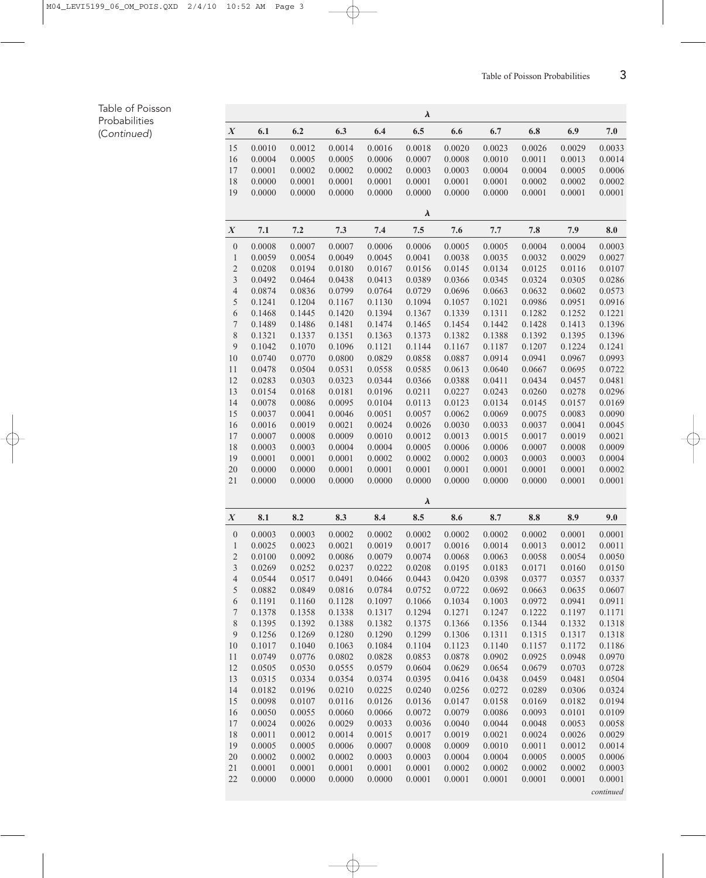Table of Poisson Probabilities (*Continued*)

| | λ | | | | | | | | | |
|---|---|---|---|---|---|---|---|---|---|---|
| $X$ | 6.1 | 6.2 | 6.3 | 6.4 | 6.5 | 6.6 | 6.7 | 6.8 | 6.9 | 7.0 |
| 15 | 0.0010 | 0.0012 | 0.0014 | 0.0016 | 0.0018 | 0.0020 | 0.0023 | 0.0026 | 0.0029 | 0.0033 |
| 16 | 0.0004 | 0.0005 | 0.0005 | 0.0006 | 0.0007 | 0.0008 | 0.0010 | 0.0011 | 0.0013 | 0.0014 |
| 17 | 0.0001 | 0.0002 | 0.0002 | 0.0002 | 0.0003 | 0.0003 | 0.0004 | 0.0004 | 0.0005 | 0.0006 |
| 18 | 0.0000 | 0.0001 | 0.0001 | 0.0001 | 0.0001 | 0.0001 | 0.0001 | 0.0002 | 0.0002 | 0.0002 |
| 19 | 0.0000 | 0.0000 | 0.0000 | 0.0000 | 0.0000 | 0.0000 | 0.0000 | 0.0001 | 0.0001 | 0.0001 |

| | λ | | | | | | | | | |
|---|---|---|---|---|---|---|---|---|---|---|
| $X$ | 7.1 | 7.2 | 7.3 | 7.4 | 7.5 | 7.6 | 7.7 | 7.8 | 7.9 | 8.0 |
| 0 | 0.0008 | 0.0007 | 0.0007 | 0.0006 | 0.0006 | 0.0005 | 0.0005 | 0.0004 | 0.0004 | 0.0003 |
| 1 | 0.0059 | 0.0054 | 0.0049 | 0.0045 | 0.0041 | 0.0038 | 0.0035 | 0.0032 | 0.0029 | 0.0027 |
| 2 | 0.0208 | 0.0194 | 0.0180 | 0.0167 | 0.0156 | 0.0145 | 0.0134 | 0.0125 | 0.0116 | 0.0107 |
| 3 | 0.0492 | 0.0464 | 0.0438 | 0.0413 | 0.0389 | 0.0366 | 0.0345 | 0.0324 | 0.0305 | 0.0286 |
| 4 | 0.0874 | 0.0836 | 0.0799 | 0.0764 | 0.0729 | 0.0696 | 0.0663 | 0.0632 | 0.0602 | 0.0573 |
| 5 | 0.1241 | 0.1204 | 0.1167 | 0.1130 | 0.1094 | 0.1057 | 0.1021 | 0.0986 | 0.0951 | 0.0916 |
| 6 | 0.1468 | 0.1445 | 0.1420 | 0.1394 | 0.1367 | 0.1339 | 0.1311 | 0.1282 | 0.1252 | 0.1221 |
| 7 | 0.1489 | 0.1486 | 0.1481 | 0.1474 | 0.1465 | 0.1454 | 0.1442 | 0.1428 | 0.1413 | 0.1396 |
| 8 | 0.1321 | 0.1337 | 0.1351 | 0.1363 | 0.1373 | 0.1382 | 0.1388 | 0.1392 | 0.1395 | 0.1396 |
| 9 | 0.1042 | 0.1070 | 0.1096 | 0.1121 | 0.1144 | 0.1167 | 0.1187 | 0.1207 | 0.1224 | 0.1241 |
| 10 | 0.0740 | 0.0770 | 0.0800 | 0.0829 | 0.0858 | 0.0887 | 0.0914 | 0.0941 | 0.0967 | 0.0993 |
| 11 | 0.0478 | 0.0504 | 0.0531 | 0.0558 | 0.0585 | 0.0613 | 0.0640 | 0.0667 | 0.0695 | 0.0722 |
| 12 | 0.0283 | 0.0303 | 0.0323 | 0.0344 | 0.0366 | 0.0388 | 0.0411 | 0.0434 | 0.0457 | 0.0481 |
| 13 | 0.0154 | 0.0168 | 0.0181 | 0.0196 | 0.0211 | 0.0227 | 0.0243 | 0.0260 | 0.0278 | 0.0296 |
| 14 | 0.0078 | 0.0086 | 0.0095 | 0.0104 | 0.0113 | 0.0123 | 0.0134 | 0.0145 | 0.0157 | 0.0169 |
| 15 | 0.0037 | 0.0041 | 0.0046 | 0.0051 | 0.0057 | 0.0062 | 0.0069 | 0.0075 | 0.0083 | 0.0090 |
| 16 | 0.0016 | 0.0019 | 0.0021 | 0.0024 | 0.0026 | 0.0030 | 0.0033 | 0.0037 | 0.0041 | 0.0045 |
| 17 | 0.0007 | 0.0008 | 0.0009 | 0.0010 | 0.0012 | 0.0013 | 0.0015 | 0.0017 | 0.0019 | 0.0021 |
| 18 | 0.0003 | 0.0003 | 0.0004 | 0.0004 | 0.0005 | 0.0006 | 0.0006 | 0.0007 | 0.0008 | 0.0009 |
| 19 | 0.0001 | 0.0001 | 0.0001 | 0.0002 | 0.0002 | 0.0002 | 0.0003 | 0.0003 | 0.0003 | 0.0004 |
| 20 | 0.0000 | 0.0000 | 0.0001 | 0.0001 | 0.0001 | 0.0001 | 0.0001 | 0.0001 | 0.0001 | 0.0002 |
| 21 | 0.0000 | 0.0000 | 0.0000 | 0.0000 | 0.0000 | 0.0000 | 0.0000 | 0.0000 | 0.0001 | 0.0001 |

| | λ | | | | | | | | | |
|---|---|---|---|---|---|---|---|---|---|---|
| $X$ | 8.1 | 8.2 | 8.3 | 8.4 | 8.5 | 8.6 | 8.7 | 8.8 | 8.9 | 9.0 |
| 0 | 0.0003 | 0.0003 | 0.0002 | 0.0002 | 0.0002 | 0.0002 | 0.0002 | 0.0002 | 0.0001 | 0.0001 |
| 1 | 0.0025 | 0.0023 | 0.0021 | 0.0019 | 0.0017 | 0.0016 | 0.0014 | 0.0013 | 0.0012 | 0.0011 |
| 2 | 0.0100 | 0.0092 | 0.0086 | 0.0079 | 0.0074 | 0.0068 | 0.0063 | 0.0058 | 0.0054 | 0.0050 |
| 3 | 0.0269 | 0.0252 | 0.0237 | 0.0222 | 0.0208 | 0.0195 | 0.0183 | 0.0171 | 0.0160 | 0.0150 |
| 4 | 0.0544 | 0.0517 | 0.0491 | 0.0466 | 0.0443 | 0.0420 | 0.0398 | 0.0377 | 0.0357 | 0.0337 |
| 5 | 0.0882 | 0.0849 | 0.0816 | 0.0784 | 0.0752 | 0.0722 | 0.0692 | 0.0663 | 0.0635 | 0.0607 |
| 6 | 0.1191 | 0.1160 | 0.1128 | 0.1097 | 0.1066 | 0.1034 | 0.1003 | 0.0972 | 0.0941 | 0.0911 |
| 7 | 0.1378 | 0.1358 | 0.1338 | 0.1317 | 0.1294 | 0.1271 | 0.1247 | 0.1222 | 0.1197 | 0.1171 |
| 8 | 0.1395 | 0.1392 | 0.1388 | 0.1382 | 0.1375 | 0.1366 | 0.1356 | 0.1344 | 0.1332 | 0.1318 |
| 9 | 0.1256 | 0.1269 | 0.1280 | 0.1290 | 0.1299 | 0.1306 | 0.1311 | 0.1315 | 0.1317 | 0.1318 |
| 10 | 0.1017 | 0.1040 | 0.1063 | 0.1084 | 0.1104 | 0.1123 | 0.1140 | 0.1157 | 0.1172 | 0.1186 |
| 11 | 0.0749 | 0.0776 | 0.0802 | 0.0828 | 0.0853 | 0.0878 | 0.0902 | 0.0925 | 0.0948 | 0.0970 |
| 12 | 0.0505 | 0.0530 | 0.0555 | 0.0579 | 0.0604 | 0.0629 | 0.0654 | 0.0679 | 0.0703 | 0.0728 |
| 13 | 0.0315 | 0.0334 | 0.0354 | 0.0374 | 0.0395 | 0.0416 | 0.0438 | 0.0459 | 0.0481 | 0.0504 |
| 14 | 0.0182 | 0.0196 | 0.0210 | 0.0225 | 0.0240 | 0.0256 | 0.0272 | 0.0289 | 0.0306 | 0.0324 |
| 15 | 0.0098 | 0.0107 | 0.0116 | 0.0126 | 0.0136 | 0.0147 | 0.0158 | 0.0169 | 0.0182 | 0.0194 |
| 16 | 0.0050 | 0.0055 | 0.0060 | 0.0066 | 0.0072 | 0.0079 | 0.0086 | 0.0093 | 0.0101 | 0.0109 |
| 17 | 0.0024 | 0.0026 | 0.0029 | 0.0033 | 0.0036 | 0.0040 | 0.0044 | 0.0048 | 0.0053 | 0.0058 |
| 18 | 0.0011 | 0.0012 | 0.0014 | 0.0015 | 0.0017 | 0.0019 | 0.0021 | 0.0024 | 0.0026 | 0.0029 |
| 19 | 0.0005 | 0.0005 | 0.0006 | 0.0007 | 0.0008 | 0.0009 | 0.0010 | 0.0011 | 0.0012 | 0.0014 |
| 20 | 0.0002 | 0.0002 | 0.0002 | 0.0003 | 0.0003 | 0.0004 | 0.0004 | 0.0005 | 0.0005 | 0.0006 |
| 21 | 0.0001 | 0.0001 | 0.0001 | 0.0001 | 0.0001 | 0.0002 | 0.0002 | 0.0002 | 0.0002 | 0.0003 |
| 22 | 0.0000 | 0.0000 | 0.0000 | 0.0000 | 0.0001 | 0.0001 | 0.0001 | 0.0001 | 0.0001 | 0.0001 |

*continued*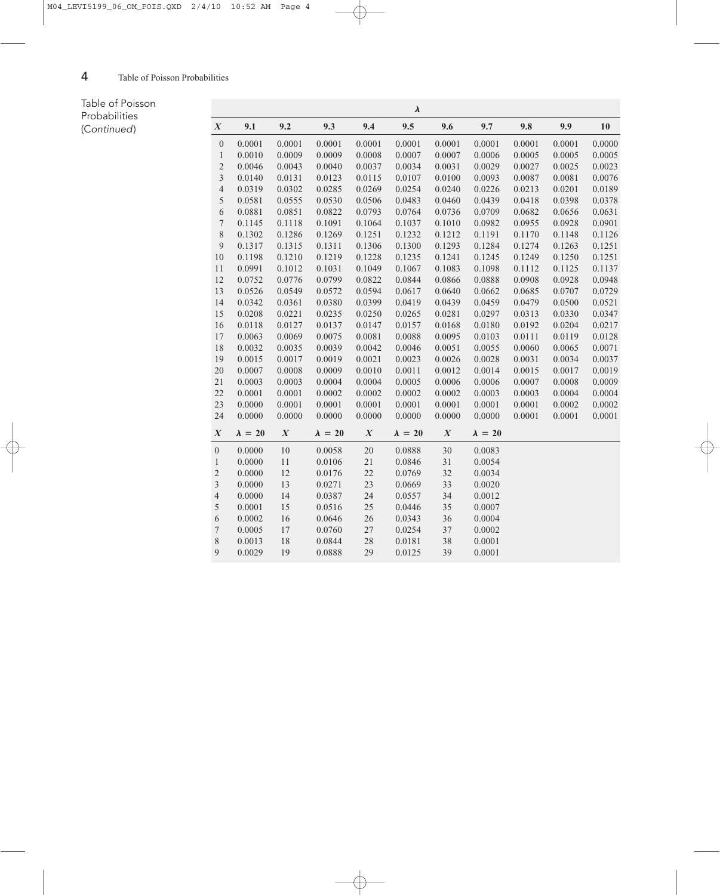Table of Poisson Probabilities (*Continued*)

| | $\lambda$ | | | | | | | | | |
|---|---|---|---|---|---|---|---|---|---|---|
| $X$ | 9.1 | 9.2 | 9.3 | 9.4 | 9.5 | 9.6 | 9.7 | 9.8 | 9.9 | 10 |
| 0 | 0.0001 | 0.0001 | 0.0001 | 0.0001 | 0.0001 | 0.0001 | 0.0001 | 0.0001 | 0.0001 | 0.0000 |
| 1 | 0.0010 | 0.0009 | 0.0009 | 0.0008 | 0.0007 | 0.0007 | 0.0006 | 0.0005 | 0.0005 | 0.0005 |
| 2 | 0.0046 | 0.0043 | 0.0040 | 0.0037 | 0.0034 | 0.0031 | 0.0029 | 0.0027 | 0.0025 | 0.0023 |
| 3 | 0.0140 | 0.0131 | 0.0123 | 0.0115 | 0.0107 | 0.0100 | 0.0093 | 0.0087 | 0.0081 | 0.0076 |
| 4 | 0.0319 | 0.0302 | 0.0285 | 0.0269 | 0.0254 | 0.0240 | 0.0226 | 0.0213 | 0.0201 | 0.0189 |
| 5 | 0.0581 | 0.0555 | 0.0530 | 0.0506 | 0.0483 | 0.0460 | 0.0439 | 0.0418 | 0.0398 | 0.0378 |
| 6 | 0.0881 | 0.0851 | 0.0822 | 0.0793 | 0.0764 | 0.0736 | 0.0709 | 0.0682 | 0.0656 | 0.0631 |
| 7 | 0.1145 | 0.1118 | 0.1091 | 0.1064 | 0.1037 | 0.1010 | 0.0982 | 0.0955 | 0.0928 | 0.0901 |
| 8 | 0.1302 | 0.1286 | 0.1269 | 0.1251 | 0.1232 | 0.1212 | 0.1191 | 0.1170 | 0.1148 | 0.1126 |
| 9 | 0.1317 | 0.1315 | 0.1311 | 0.1306 | 0.1300 | 0.1293 | 0.1284 | 0.1274 | 0.1263 | 0.1251 |
| 10 | 0.1198 | 0.1210 | 0.1219 | 0.1228 | 0.1235 | 0.1241 | 0.1245 | 0.1249 | 0.1250 | 0.1251 |
| 11 | 0.0991 | 0.1012 | 0.1031 | 0.1049 | 0.1067 | 0.1083 | 0.1098 | 0.1112 | 0.1125 | 0.1137 |
| 12 | 0.0752 | 0.0776 | 0.0799 | 0.0822 | 0.0844 | 0.0866 | 0.0888 | 0.0908 | 0.0928 | 0.0948 |
| 13 | 0.0526 | 0.0549 | 0.0572 | 0.0594 | 0.0617 | 0.0640 | 0.0662 | 0.0685 | 0.0707 | 0.0729 |
| 14 | 0.0342 | 0.0361 | 0.0380 | 0.0399 | 0.0419 | 0.0439 | 0.0459 | 0.0479 | 0.0500 | 0.0521 |
| 15 | 0.0208 | 0.0221 | 0.0235 | 0.0250 | 0.0265 | 0.0281 | 0.0297 | 0.0313 | 0.0330 | 0.0347 |
| 16 | 0.0118 | 0.0127 | 0.0137 | 0.0147 | 0.0157 | 0.0168 | 0.0180 | 0.0192 | 0.0204 | 0.0217 |
| 17 | 0.0063 | 0.0069 | 0.0075 | 0.0081 | 0.0088 | 0.0095 | 0.0103 | 0.0111 | 0.0119 | 0.0128 |
| 18 | 0.0032 | 0.0035 | 0.0039 | 0.0042 | 0.0046 | 0.0051 | 0.0055 | 0.0060 | 0.0065 | 0.0071 |
| 19 | 0.0015 | 0.0017 | 0.0019 | 0.0021 | 0.0023 | 0.0026 | 0.0028 | 0.0031 | 0.0034 | 0.0037 |
| 20 | 0.0007 | 0.0008 | 0.0009 | 0.0010 | 0.0011 | 0.0012 | 0.0014 | 0.0015 | 0.0017 | 0.0019 |
| 21 | 0.0003 | 0.0003 | 0.0004 | 0.0004 | 0.0005 | 0.0006 | 0.0006 | 0.0007 | 0.0008 | 0.0009 |
| 22 | 0.0001 | 0.0001 | 0.0002 | 0.0002 | 0.0002 | 0.0002 | 0.0003 | 0.0003 | 0.0004 | 0.0004 |
| 23 | 0.0000 | 0.0001 | 0.0001 | 0.0001 | 0.0001 | 0.0001 | 0.0001 | 0.0001 | 0.0002 | 0.0002 |
| 24 | 0.0000 | 0.0000 | 0.0000 | 0.0000 | 0.0000 | 0.0000 | 0.0000 | 0.0001 | 0.0001 | 0.0001 |

| $X$ | $\lambda = 20$ | $X$ | $\lambda = 20$ | $X$ | $\lambda = 20$ | $X$ | $\lambda = 20$ |
|---|---|---|---|---|---|---|---|
| 0 | 0.0000 | 10 | 0.0058 | 20 | 0.0888 | 30 | 0.0083 |
| 1 | 0.0000 | 11 | 0.0106 | 21 | 0.0846 | 31 | 0.0054 |
| 2 | 0.0000 | 12 | 0.0176 | 22 | 0.0769 | 32 | 0.0034 |
| 3 | 0.0000 | 13 | 0.0271 | 23 | 0.0669 | 33 | 0.0020 |
| 4 | 0.0000 | 14 | 0.0387 | 24 | 0.0557 | 34 | 0.0012 |
| 5 | 0.0001 | 15 | 0.0516 | 25 | 0.0446 | 35 | 0.0007 |
| 6 | 0.0002 | 16 | 0.0646 | 26 | 0.0343 | 36 | 0.0004 |
| 7 | 0.0005 | 17 | 0.0760 | 27 | 0.0254 | 37 | 0.0002 |
| 8 | 0.0013 | 18 | 0.0844 | 28 | 0.0181 | 38 | 0.0001 |
| 9 | 0.0029 | 19 | 0.0888 | 29 | 0.0125 | 39 | 0.0001 |